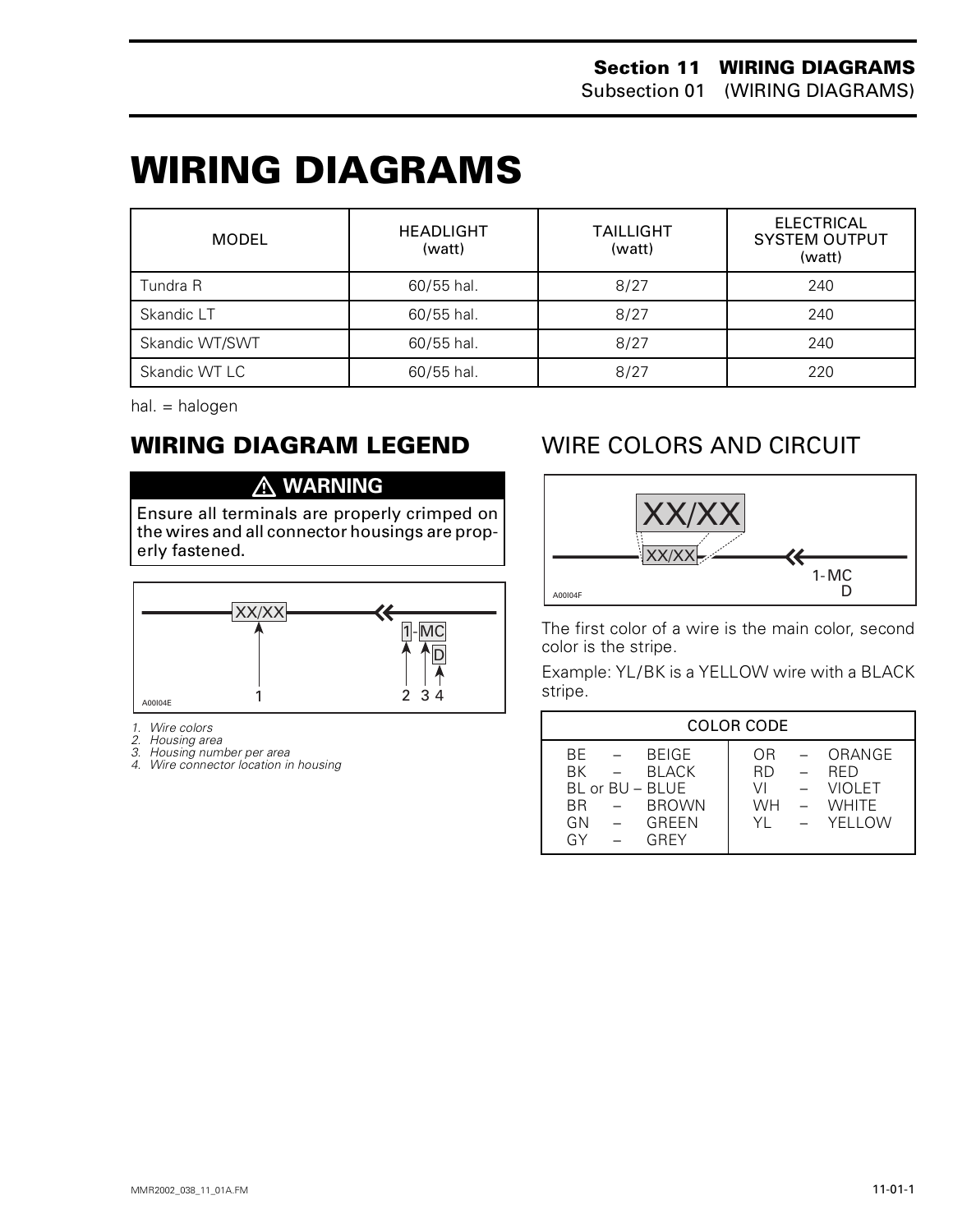# WIRING DIAGRAMS

| MODEL | HEADLIGHT (watt) | TAILLIGHT (watt) | ELECTRICAL SYSTEM OUTPUT (watt) |
|---|---|---|---|
| Tundra R | 60/55 hal. | 8/27 | 240 |
| Skandic LT | 60/55 hal. | 8/27 | 240 |
| Skandic WT/SWT | 60/55 hal. | 8/27 | 240 |
| Skandic WT LC | 60/55 hal. | 8/27 | 220 |

hal. = halogen

## WIRING DIAGRAM LEGEND

**⚠ WARNING**

**Ensure all terminals are properly crimped on the wires and all connector housings are properly fastened.**

XX/XX 1-MC D

1 2 3 4

A00I04E

*1. Wire colors*
*2. Housing area*
*3. Housing number per area*
*4. Wire connector location in housing*

## WIRE COLORS AND CIRCUIT

XX/XX 1-MC D

A00I04F

The first color of a wire is the main color, second color is the stripe.

Example: YL/BK is a YELLOW wire with a BLACK stripe.

| COLOR CODE | |
|---|---|
| BE – BEIGE | OR – ORANGE |
| BK – BLACK | RD – RED |
| BL or BU – BLUE | VI – VIOLET |
| BR – BROWN | WH – WHITE |
| GN – GREEN | YL – YELLOW |
| GY – GREY | |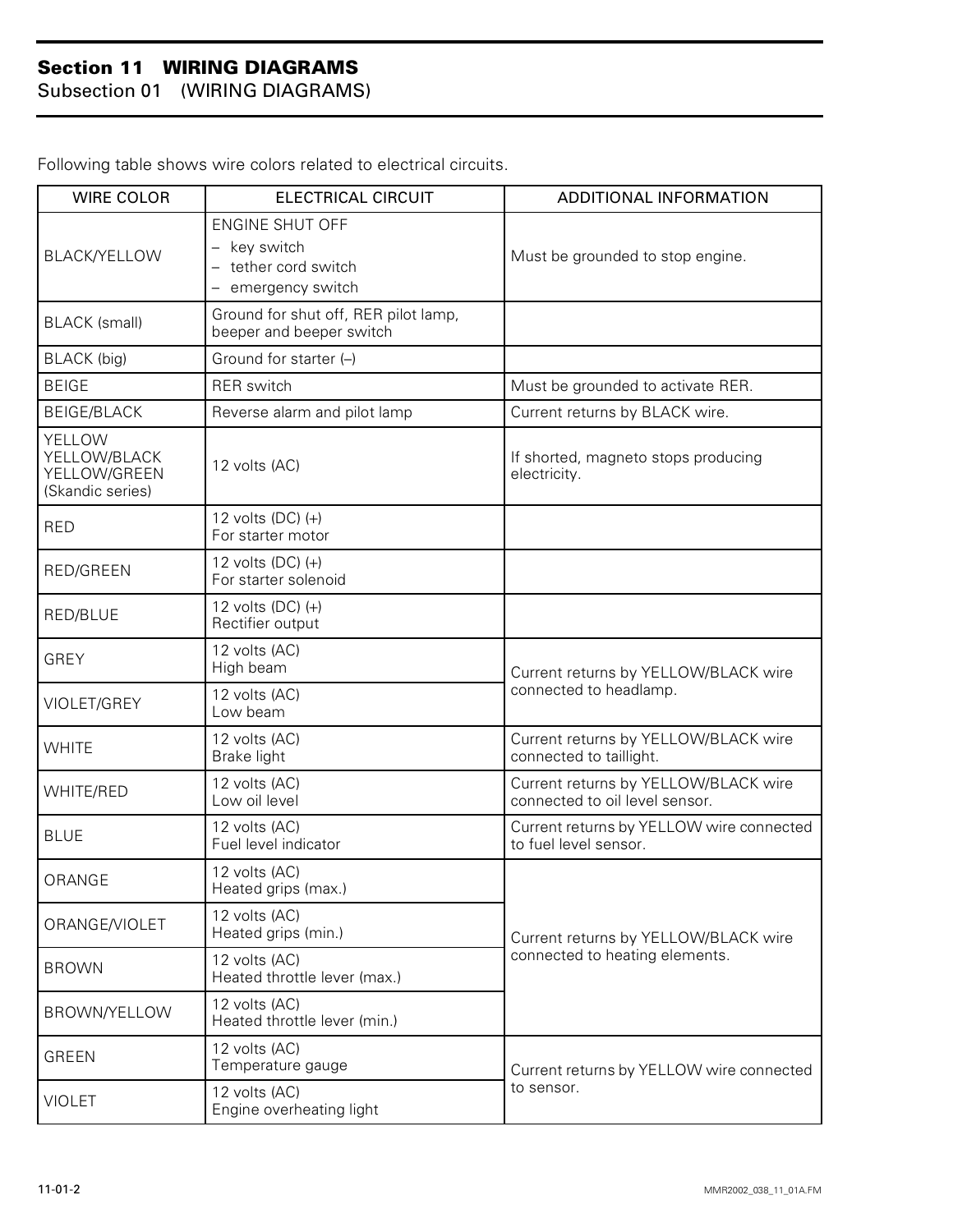# Section 11 WIRING DIAGRAMS
## Subsection 01 (WIRING DIAGRAMS)

Following table shows wire colors related to electrical circuits.

| WIRE COLOR | ELECTRICAL CIRCUIT | ADDITIONAL INFORMATION |
|---|---|---|
| BLACK/YELLOW | ENGINE SHUT OFF<br>– key switch<br>– tether cord switch<br>– emergency switch | Must be grounded to stop engine. |
| BLACK (small) | Ground for shut off, RER pilot lamp, beeper and beeper switch | |
| BLACK (big) | Ground for starter (–) | |
| BEIGE | RER switch | Must be grounded to activate RER. |
| BEIGE/BLACK | Reverse alarm and pilot lamp | Current returns by BLACK wire. |
| YELLOW<br>YELLOW/BLACK<br>YELLOW/GREEN<br>(Skandic series) | 12 volts (AC) | If shorted, magneto stops producing electricity. |
| RED | 12 volts (DC) (+)<br>For starter motor | |
| RED/GREEN | 12 volts (DC) (+)<br>For starter solenoid | |
| RED/BLUE | 12 volts (DC) (+)<br>Rectifier output | |
| GREY | 12 volts (AC)<br>High beam | Current returns by YELLOW/BLACK wire connected to headlamp. |
| VIOLET/GREY | 12 volts (AC)<br>Low beam | |
| WHITE | 12 volts (AC)<br>Brake light | Current returns by YELLOW/BLACK wire connected to taillight. |
| WHITE/RED | 12 volts (AC)<br>Low oil level | Current returns by YELLOW/BLACK wire connected to oil level sensor. |
| BLUE | 12 volts (AC)<br>Fuel level indicator | Current returns by YELLOW wire connected to fuel level sensor. |
| ORANGE | 12 volts (AC)<br>Heated grips (max.) | Current returns by YELLOW/BLACK wire connected to heating elements. |
| ORANGE/VIOLET | 12 volts (AC)<br>Heated grips (min.) | |
| BROWN | 12 volts (AC)<br>Heated throttle lever (max.) | |
| BROWN/YELLOW | 12 volts (AC)<br>Heated throttle lever (min.) | |
| GREEN | 12 volts (AC)<br>Temperature gauge | Current returns by YELLOW wire connected to sensor. |
| VIOLET | 12 volts (AC)<br>Engine overheating light | |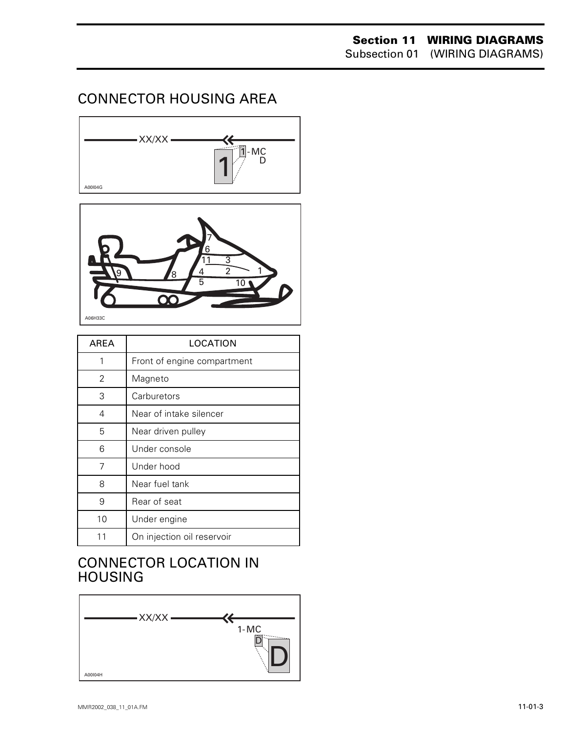## CONNECTOR HOUSING AREA

XX/XX

1-MC
D

1

A00I04G

7
6
11 3
9 8 4 2 1
5 10

A06H33C

| AREA | LOCATION |
|---|---|
| 1 | Front of engine compartment |
| 2 | Magneto |
| 3 | Carburetors |
| 4 | Near of intake silencer |
| 5 | Near driven pulley |
| 6 | Under console |
| 7 | Under hood |
| 8 | Near fuel tank |
| 9 | Rear of seat |
| 10 | Under engine |
| 11 | On injection oil reservoir |

## CONNECTOR LOCATION IN HOUSING

XX/XX

1-MC
D

D

A00I04H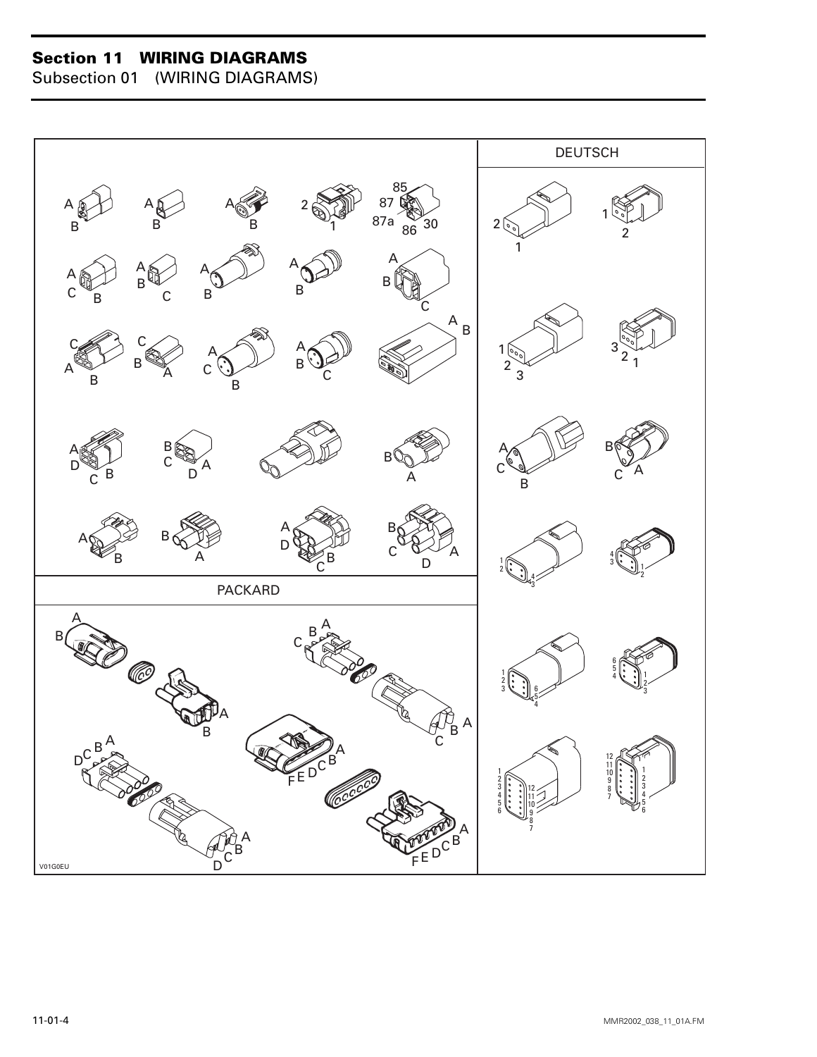## Section 11 WIRING DIAGRAMS

Subsection 01 (WIRING DIAGRAMS)

DEUTSCH

PACKARD

V01G0EU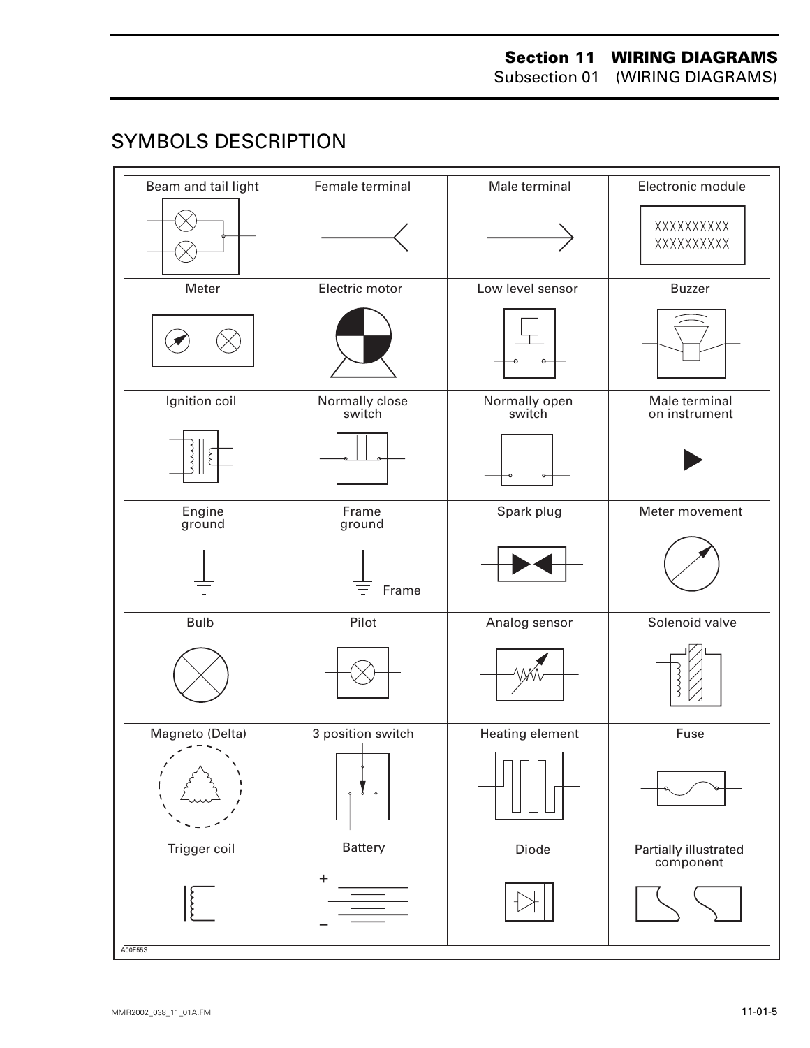## SYMBOLS DESCRIPTION

| | | | |
|---|---|---|---|
| Beam and tail light | Female terminal | Male terminal | Electronic module |
| Meter | Electric motor | Low level sensor | Buzzer |
| Ignition coil | Normally close switch | Normally open switch | Male terminal on instrument |
| Engine ground | Frame ground | Spark plug | Meter movement |
| Bulb | Pilot | Analog sensor | Solenoid valve |
| Magneto (Delta) | 3 position switch | Heating element | Fuse |
| Trigger coil | Battery | Diode | Partially illustrated component |

A00E55S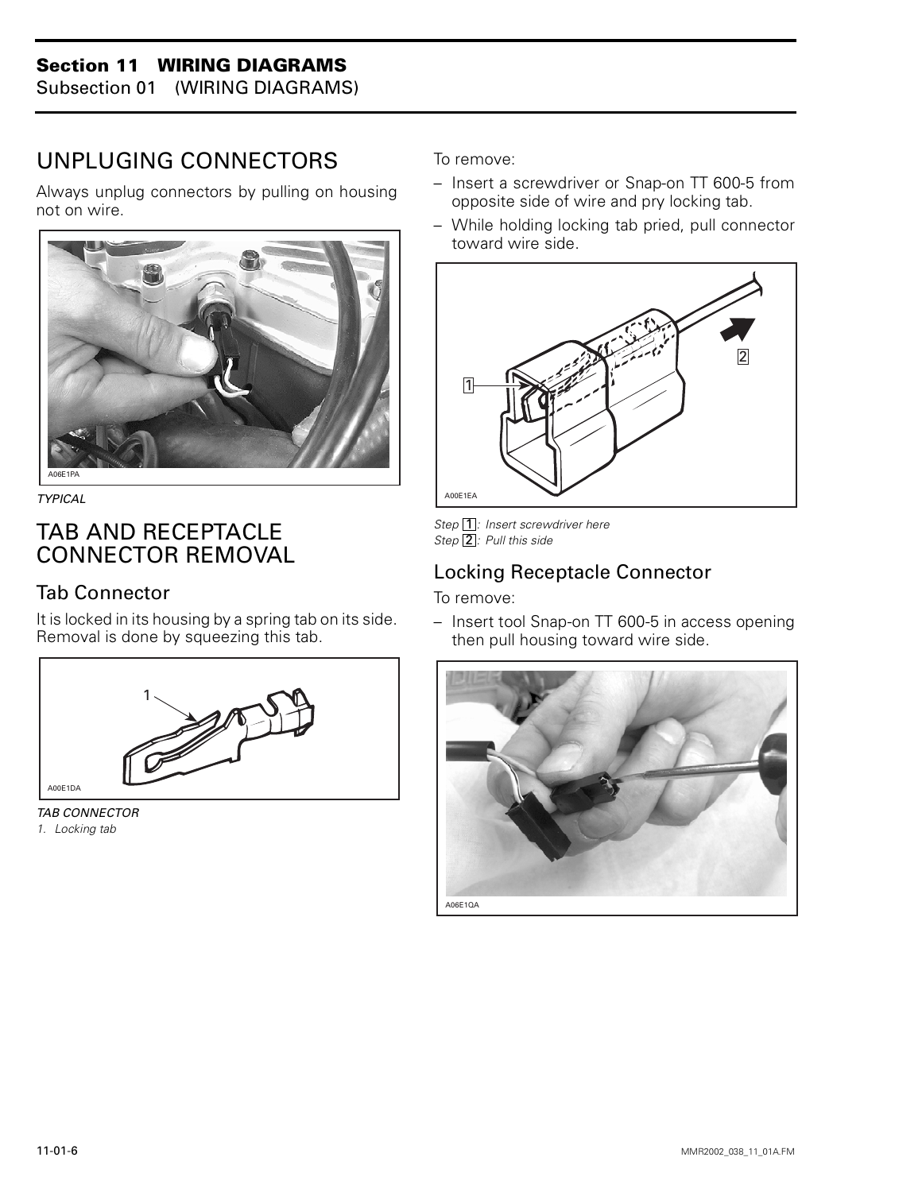# UNPLUGING CONNECTORS

Always unplug connectors by pulling on housing not on wire.

A06E1PA

*TYPICAL*

# TAB AND RECEPTACLE CONNECTOR REMOVAL

## Tab Connector

It is locked in its housing by a spring tab on its side. Removal is done by squeezing this tab.

A00E1DA

*TAB CONNECTOR*
*1. Locking tab*

To remove:

– Insert a screwdriver or Snap-on TT 600-5 from opposite side of wire and pry locking tab.
– While holding locking tab pried, pull connector toward wire side.

A00E1EA

*Step 1: Insert screwdriver here*
*Step 2: Pull this side*

## Locking Receptacle Connector

To remove:

– Insert tool Snap-on TT 600-5 in access opening then pull housing toward wire side.

A06E1QA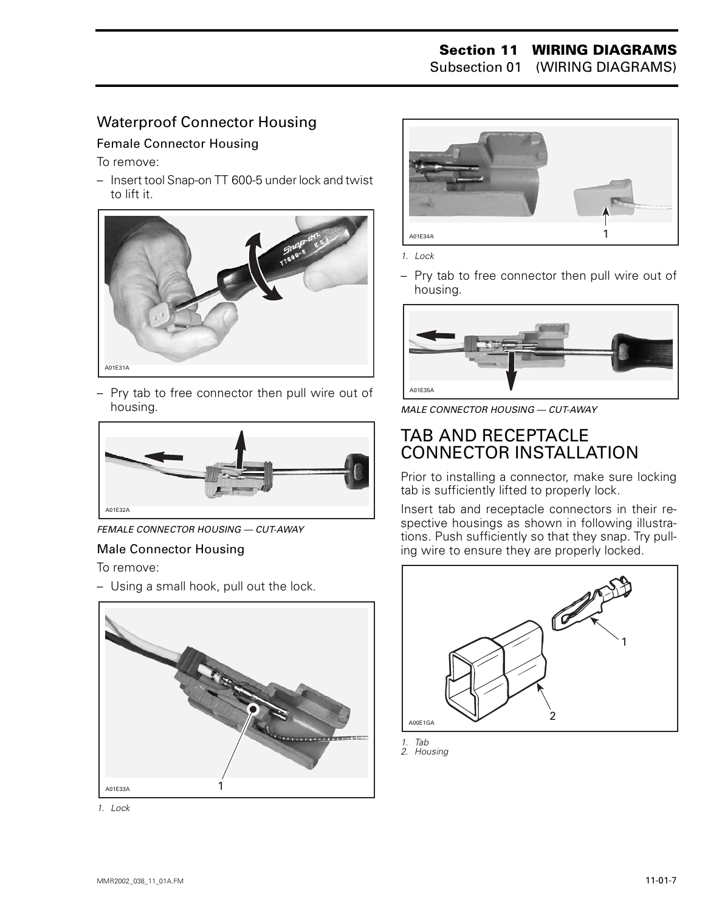## Waterproof Connector Housing

### Female Connector Housing

To remove:

– Insert tool Snap-on TT 600-5 under lock and twist to lift it.

A01E31A

– Pry tab to free connector then pull wire out of housing.

A01E32A

*FEMALE CONNECTOR HOUSING — CUT-AWAY*

### Male Connector Housing

To remove:

– Using a small hook, pull out the lock.

A01E33A

*1. Lock*

A01E34A

*1. Lock*

– Pry tab to free connector then pull wire out of housing.

A01E35A

*MALE CONNECTOR HOUSING — CUT-AWAY*

# TAB AND RECEPTACLE CONNECTOR INSTALLATION

Prior to installing a connector, make sure locking tab is sufficiently lifted to properly lock.

Insert tab and receptacle connectors in their respective housings as shown in following illustrations. Push sufficiently so that they snap. Try pulling wire to ensure they are properly locked.

A00E1GA

*1. Tab*
*2. Housing*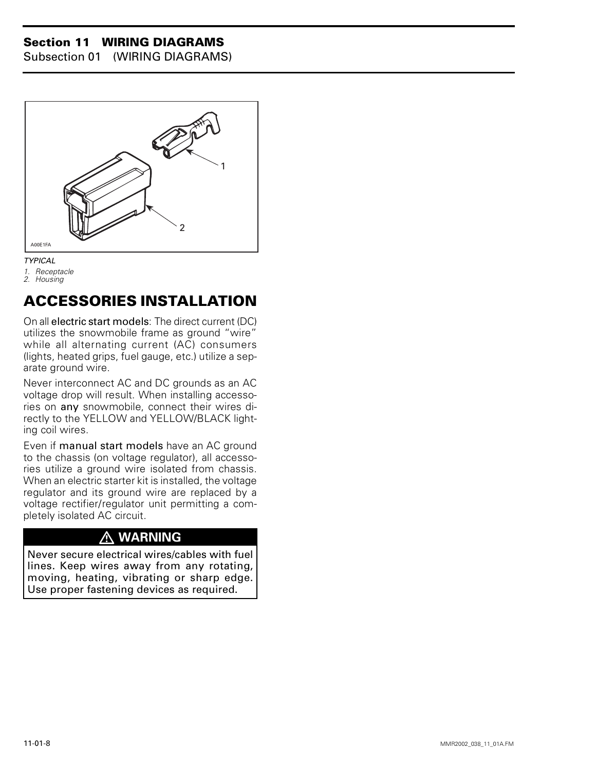A00E1FA

*TYPICAL*

1. *Receptacle*
2. *Housing*

## ACCESSORIES INSTALLATION

On all electric start models: The direct current (DC) utilizes the snowmobile frame as ground "wire" while all alternating current (AC) consumers (lights, heated grips, fuel gauge, etc.) utilize a separate ground wire.

Never interconnect AC and DC grounds as an AC voltage drop will result. When installing accessories on any snowmobile, connect their wires directly to the YELLOW and YELLOW/BLACK lighting coil wires.

Even if manual start models have an AC ground to the chassis (on voltage regulator), all accessories utilize a ground wire isolated from chassis. When an electric starter kit is installed, the voltage regulator and its ground wire are replaced by a voltage rectifier/regulator unit permitting a completely isolated AC circuit.

**⚠ WARNING**

**Never secure electrical wires/cables with fuel lines. Keep wires away from any rotating, moving, heating, vibrating or sharp edge. Use proper fastening devices as required.**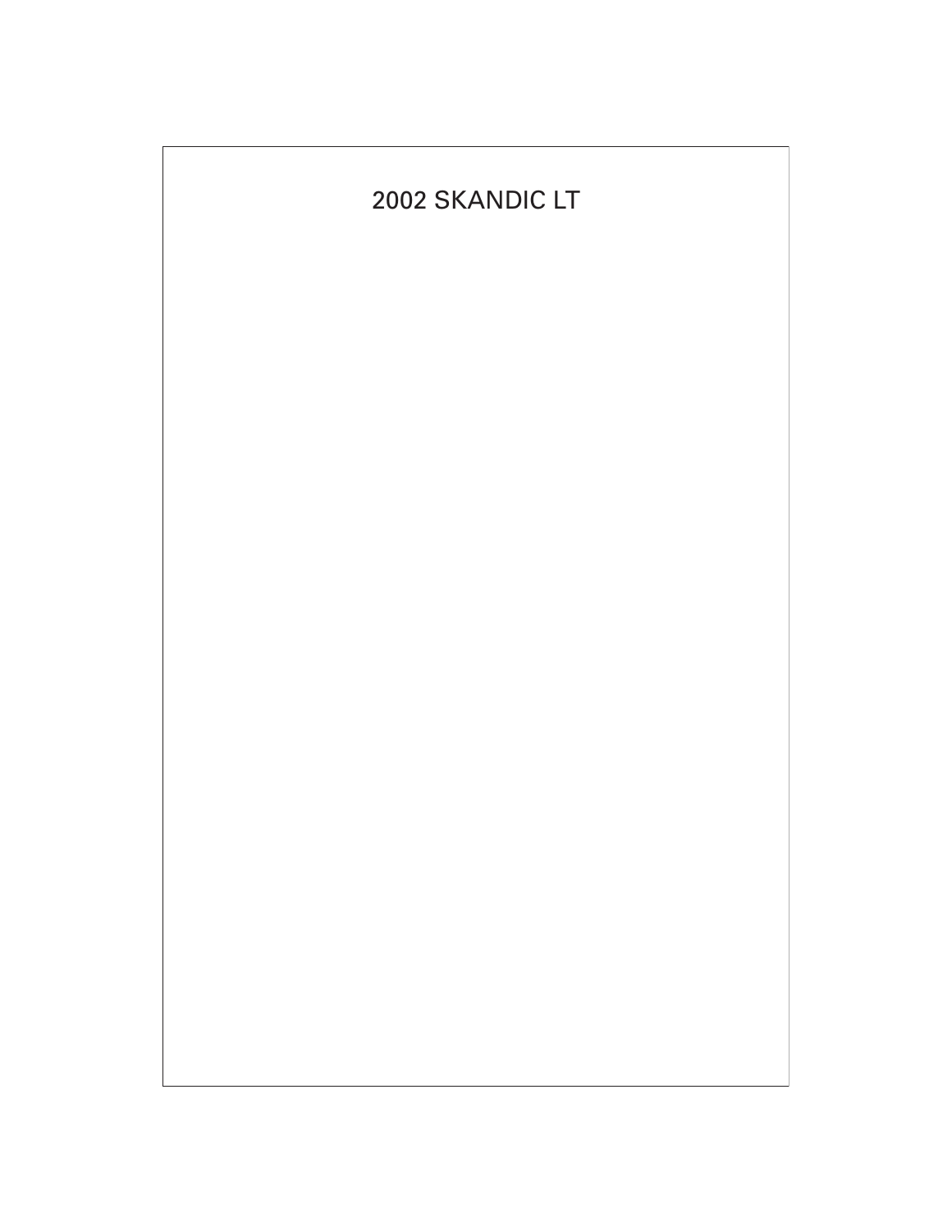# 2002 SKANDIC LT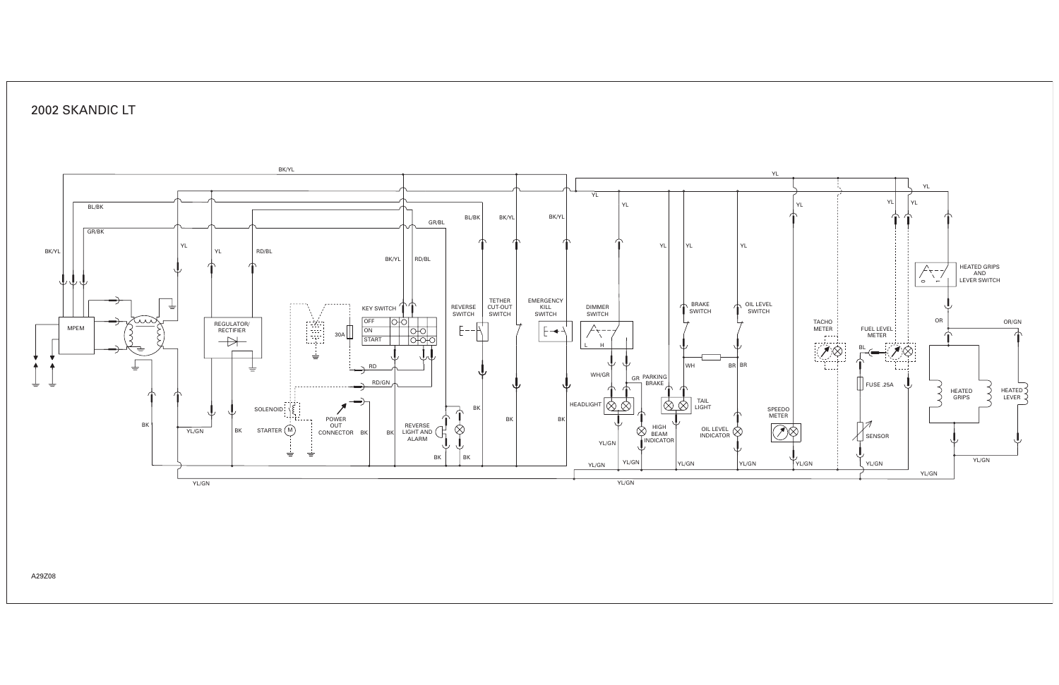# 2002 SKANDIC LT

A29Z08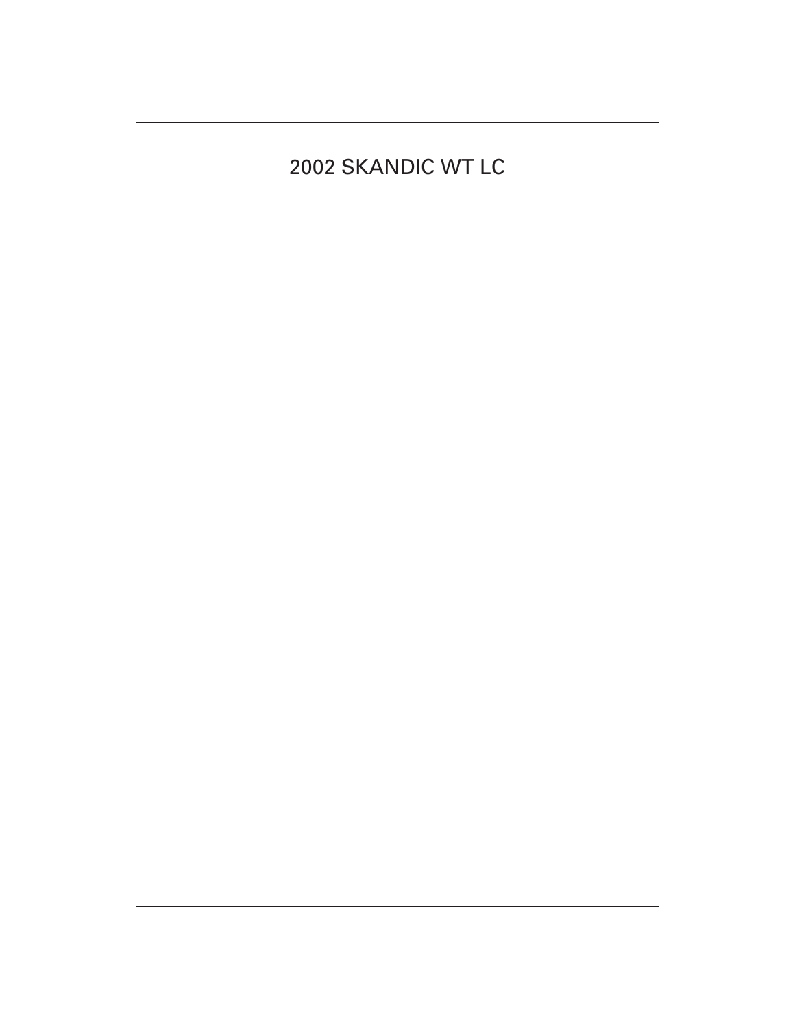# 2002 SKANDIC WT LC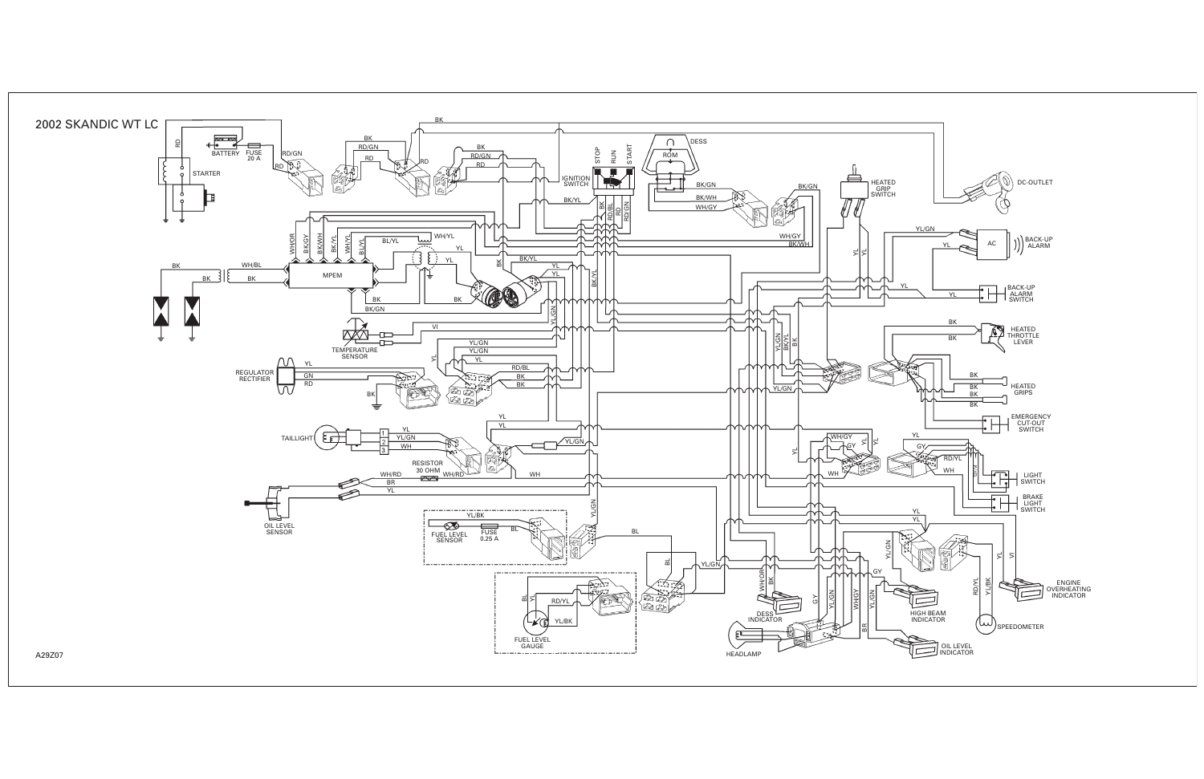# 2002 SKANDIC WT LC

A29Z07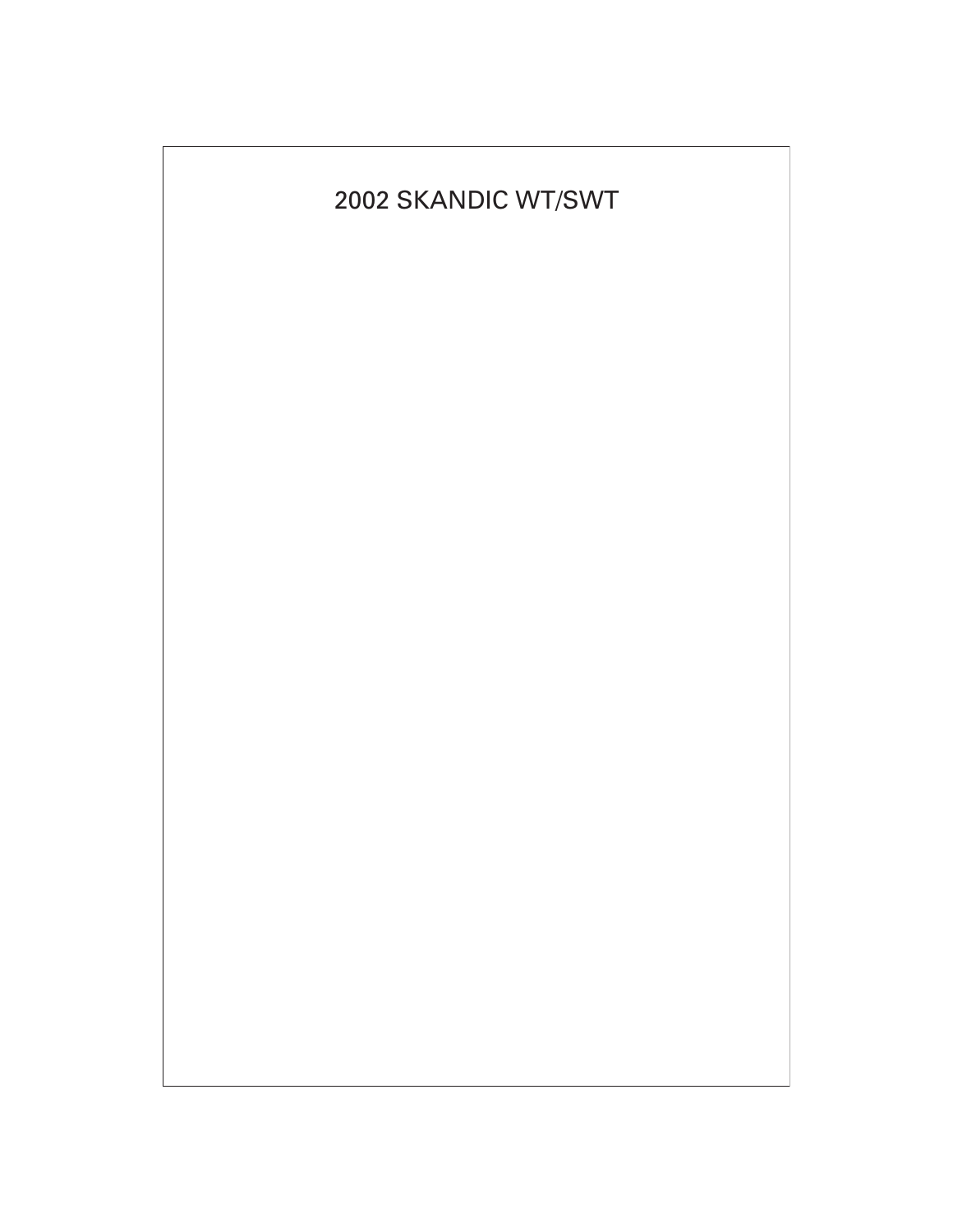# 2002 SKANDIC WT/SWT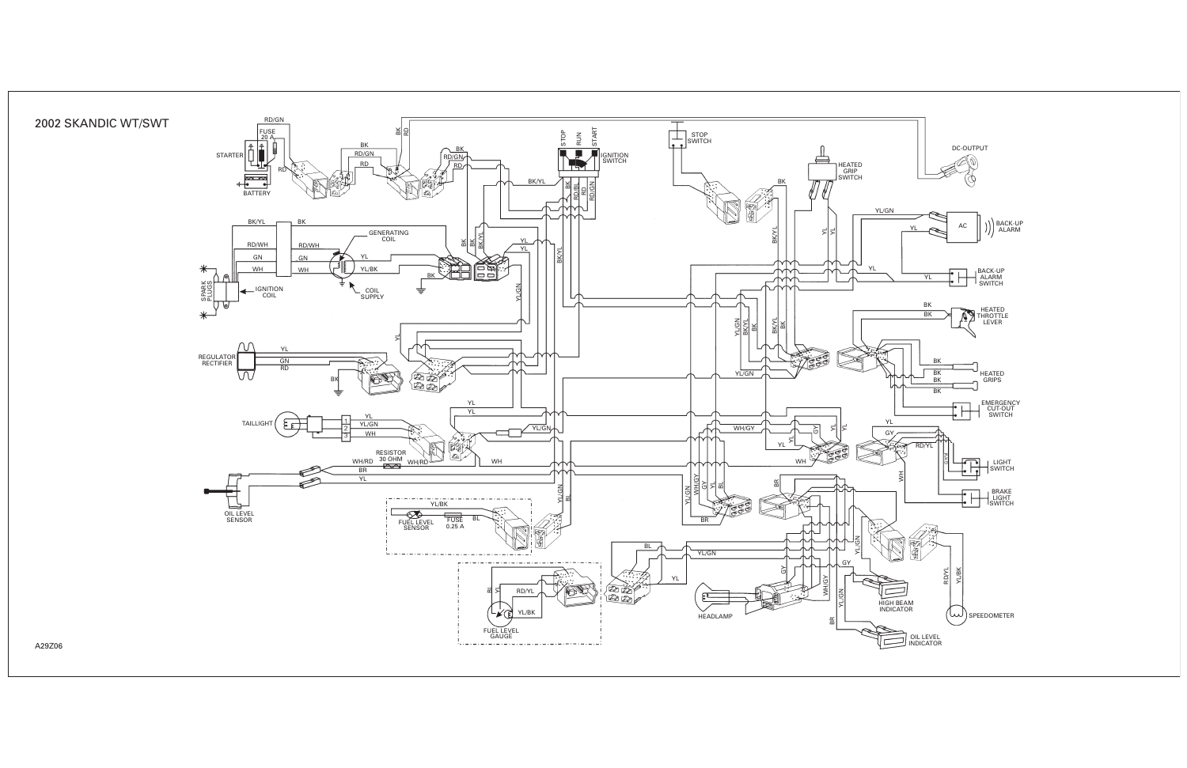# 2002 SKANDIC WT/SWT

A29Z06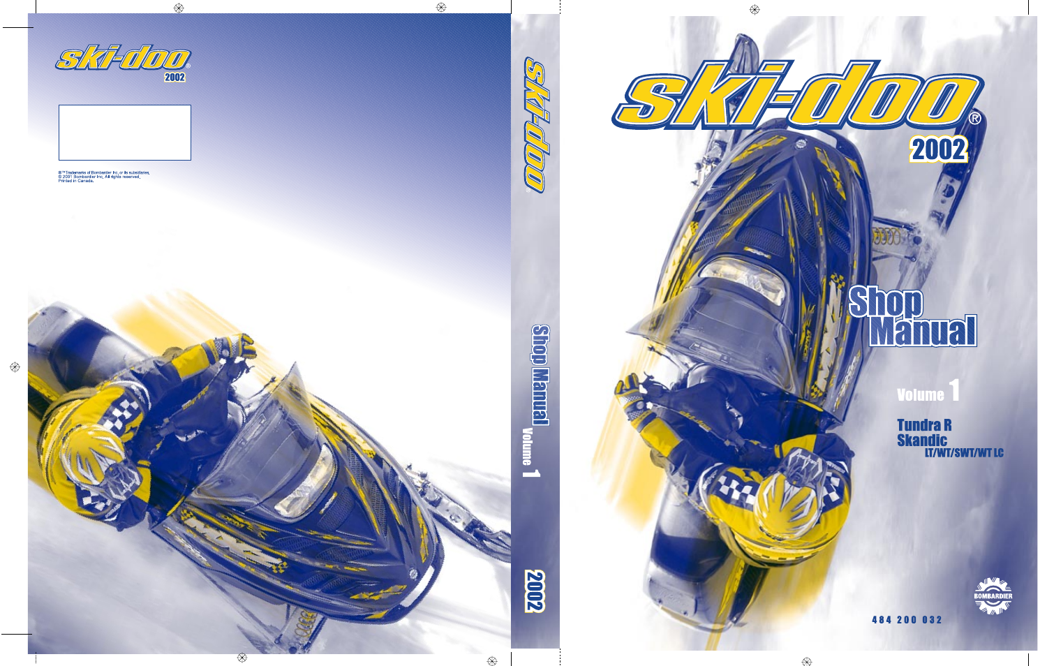# ski-doo 2002

®™ Trademarks of Bombardier Inc. or its subsidiaries.
© 2001 Bombardier Inc. All rights reserved.
Printed in Canada.

ski-doo

Shop Manual

Volume 1

2002

# ski-doo®

## 2002

# Shop Manual

## Volume 1

**Tundra R**
**Skandic**
**LT/WT/SWT/WT LC**

BOMBARDIER

484 200 032